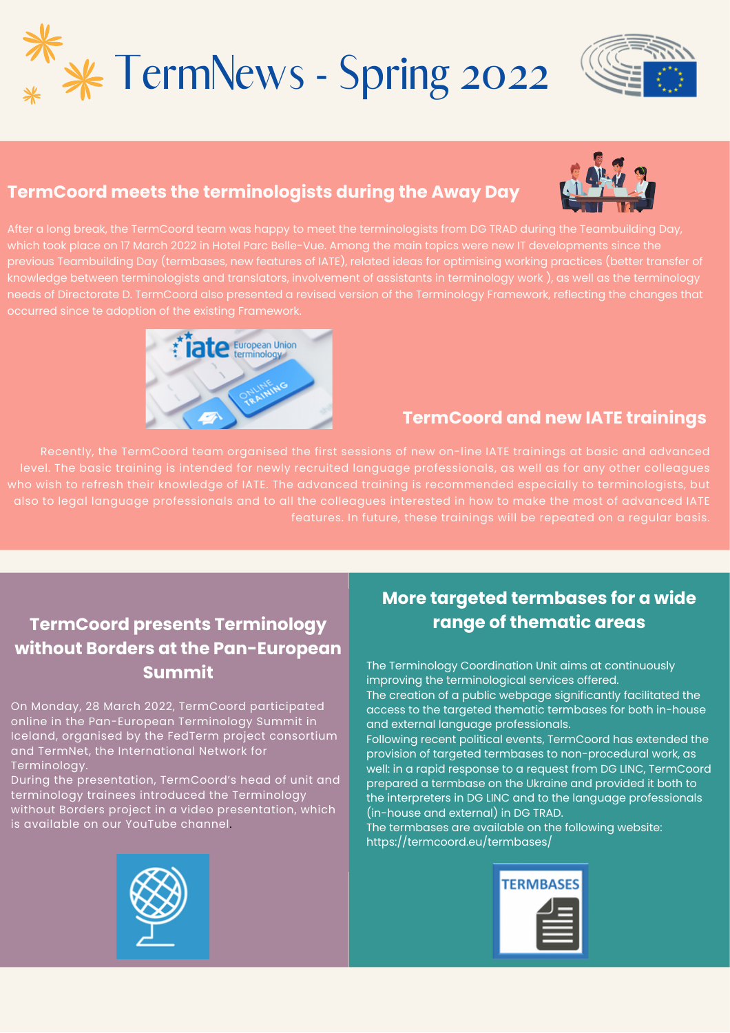# TermNews - Spring 2022

## TermCoord meets the terminologists during the Away Day

After a long break, the TermCoord team was happy to meet the terminologists from DG TRAD during the Teambuilding Day, which took place on 17 March 2022 in Hotel Parc Belle-Vue. Among the main topics were new IT developments since the previous Teambuilding Day (termbases, new features of IATE), related ideas for optimising working practices (better transfer of knowledge between terminologists and translators, involvement of assistants in terminology work ), as well as the terminology needs of Directorate D. TermCoord also presented a revised version of the Terminology Framework, reflecting the changes that occurred since te adoption of the existing Framework.

## TermCoord and new IATE trainings

Recently, the TermCoord team organised the first sessions of new on-line IATE trainings at basic and advanced level. The basic training is intended for newly recruited language professionals, as well as for any other colleagues who wish to refresh their knowledge of IATE. The advanced training is recommended especially to terminologists, but also to legal language professionals and to all the colleagues interested in how to make the most of advanced IATE features. In future, these trainings will be repeated on a regular basis.

## TermCoord presents Terminology without Borders at the Pan-European Summit

On Monday, 28 March 2022, TermCoord participated online in the Pan-European Terminology Summit in Iceland, organised by the FedTerm project consortium and TermNet, the International Network for Terminology.
During the presentation, TermCoord's head of unit and terminology trainees introduced the Terminology without Borders project in a video presentation, which is available on our YouTube channel.

## More targeted termbases for a wide range of thematic areas

The Terminology Coordination Unit aims at continuously improving the terminological services offered.
The creation of a public webpage significantly facilitated the access to the targeted thematic termbases for both in-house and external language professionals.
Following recent political events, TermCoord has extended the provision of targeted termbases to non-procedural work, as well: in a rapid response to a request from DG LINC, TermCoord prepared a termbase on the Ukraine and provided it both to the interpreters in DG LINC and to the language professionals (in-house and external) in DG TRAD.
The termbases are available on the following website: https://termcoord.eu/termbases/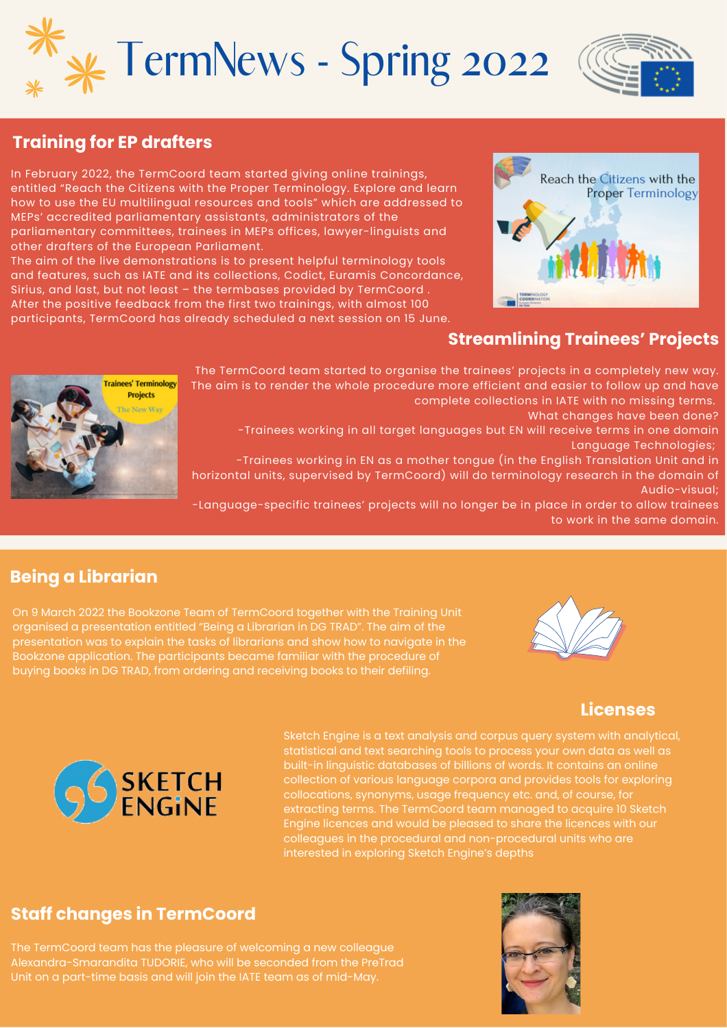# TermNews - Spring 2022

## Training for EP drafters

In February 2022, the TermCoord team started giving online trainings, entitled “Reach the Citizens with the Proper Terminology. Explore and learn how to use the EU multilingual resources and tools” which are addressed to MEPs’ accredited parliamentary assistants, administrators of the parliamentary committees, trainees in MEPs offices, lawyer-linguists and other drafters of the European Parliament.
The aim of the live demonstrations is to present helpful terminology tools and features, such as IATE and its collections, Codict, Euramis Concordance, Sirius, and last, but not least – the termbases provided by TermCoord .
After the positive feedback from the first two trainings, with almost 100 participants, TermCoord has already scheduled a next session on 15 June.

## Streamlining Trainees’ Projects

The TermCoord team started to organise the trainees’ projects in a completely new way. The aim is to render the whole procedure more efficient and easier to follow up and have complete collections in IATE with no missing terms.

What changes have been done?

-Trainees working in all target languages but EN will receive terms in one domain Language Technologies;

-Trainees working in EN as a mother tongue (in the English Translation Unit and in horizontal units, supervised by TermCoord) will do terminology research in the domain of Audio-visual;

-Language-specific trainees’ projects will no longer be in place in order to allow trainees to work in the same domain.

## Being a Librarian

On 9 March 2022 the Bookzone Team of TermCoord together with the Training Unit organised a presentation entitled “Being a Librarian in DG TRAD”. The aim of the presentation was to explain the tasks of librarians and show how to navigate in the Bookzone application. The participants became familiar with the procedure of buying books in DG TRAD, from ordering and receiving books to their defiling.

## Licenses

Sketch Engine is a text analysis and corpus query system with analytical, statistical and text searching tools to process your own data as well as built-in linguistic databases of billions of words. It contains an online collection of various language corpora and provides tools for exploring collocations, synonyms, usage frequency etc. and, of course, for extracting terms. The TermCoord team managed to acquire 10 Sketch Engine licences and would be pleased to share the licences with our colleagues in the procedural and non-procedural units who are interested in exploring Sketch Engine’s depths

## Staff changes in TermCoord

The TermCoord team has the pleasure of welcoming a new colleague Alexandra-Smarandita TUDORIE, who will be seconded from the PreTrad Unit on a part-time basis and will join the IATE team as of mid-May.